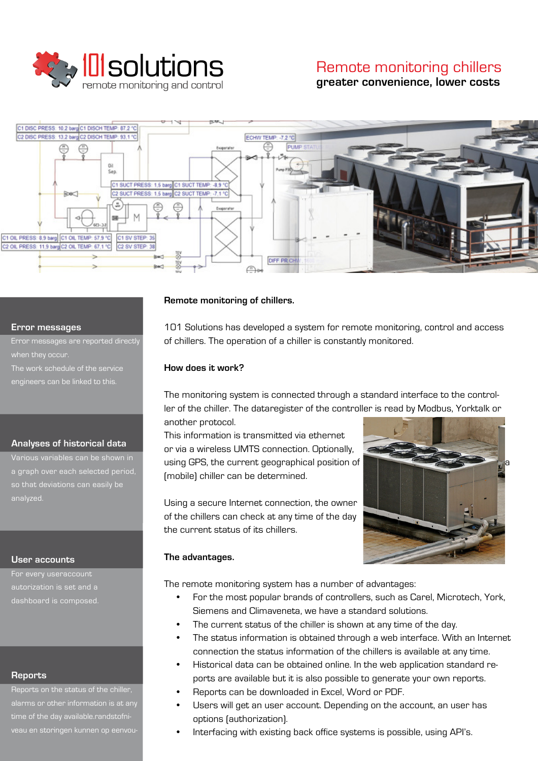# 101solutions

remote monitoring and control

## Remote monitoring chillers

**greater convenience, lower costs**

### Error messages

Error messages are reported directly when they occur.
The work schedule of the service engineers can be linked to this.

### Analyses of historical data

Various variables can be shown in a graph over each selected period, so that deviations can easily be analyzed.

### User accounts

For every useraccount autorization is set and a dashboard is composed.

### Reports

Reports on the status of the chiller, alarms or other information is at any time of the day available.randstofniveau en storingen kunnen op eenvou-

**Remote monitoring of chillers.**

101 Solutions has developed a system for remote monitoring, control and access of chillers. The operation of a chiller is constantly monitored.

**How does it work?**

The monitoring system is connected through a standard interface to the controller of the chiller. The dataregister of the controller is read by Modbus, Yorktalk or another protocol.
This information is transmitted via ethernet or via a wireless UMTS connection. Optionally, using GPS, the current geographical position of a (mobile) chiller can be determined.

Using a secure Internet connection, the owner of the chillers can check at any time of the day the current status of its chillers.

**The advantages.**

The remote monitoring system has a number of advantages:

- For the most popular brands of controllers, such as Carel, Microtech, York, Siemens and Climaveneta, we have a standard solutions.
- The current status of the chiller is shown at any time of the day.
- The status information is obtained through a web interface. With an Internet connection the status information of the chillers is available at any time.
- Historical data can be obtained online. In the web application standard reports are available but it is also possible to generate your own reports.
- Reports can be downloaded in Excel, Word or PDF.
- Users will get an user account. Depending on the account, an user has options (authorization).
- Interfacing with existing back office systems is possible, using API's.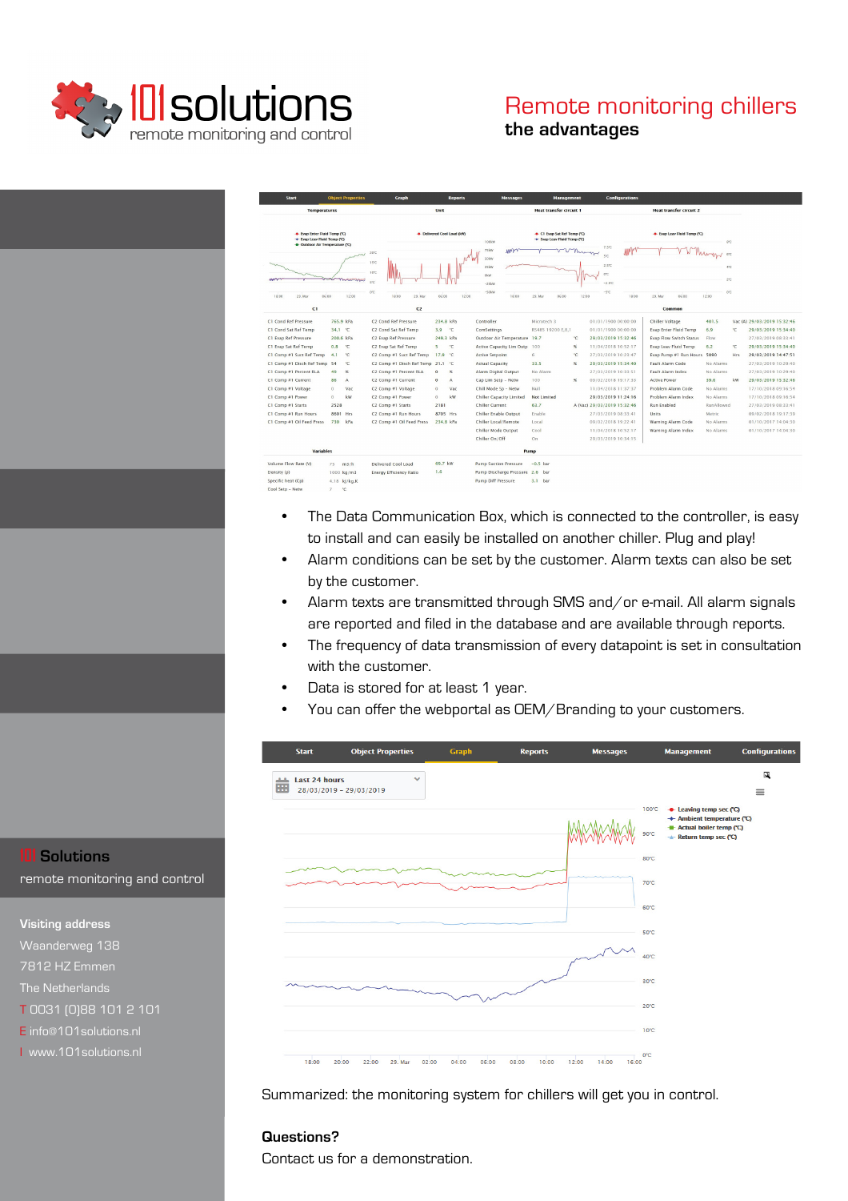# Remote monitoring chillers

## the advantages

- The Data Communication Box, which is connected to the controller, is easy to install and can easily be installed on another chiller. Plug and play!
- Alarm conditions can be set by the customer. Alarm texts can also be set by the customer.
- Alarm texts are transmitted through SMS and/or e-mail. All alarm signals are reported and filed in the database and are available through reports.
- The frequency of data transmission of every datapoint is set in consultation with the customer.
- Data is stored for at least 1 year.
- You can offer the webportal as OEM/Branding to your customers.

Summarized: the monitoring system for chillers will get you in control.

**Questions?**

Contact us for a demonstration.

**101 Solutions**

remote monitoring and control

**Visiting address**

Waanderweg 138

7812 HZ Emmen

The Netherlands

T 0031 (0)88 101 2 101

E info@101solutions.nl

I www.101solutions.nl